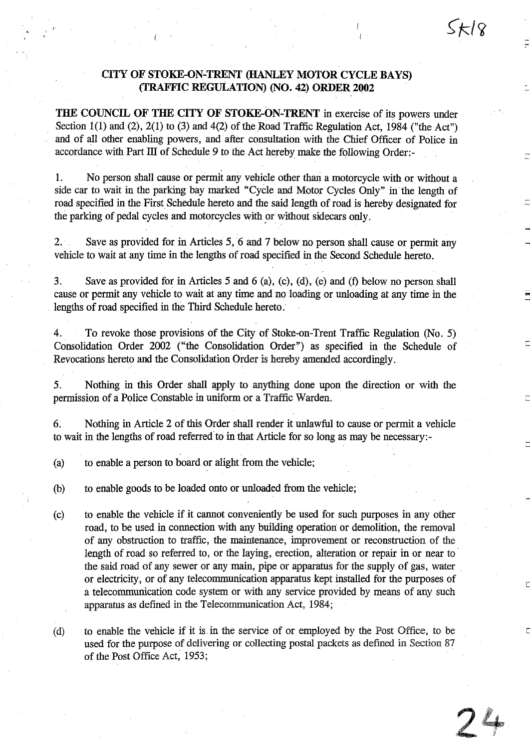# CITY OF STOKE-ON-TRENT (HANLEY MOTOR CYCLE BAYS) (TRAFFIC REGULATION) (NO. 42) ORDER 2002

**THE COUNCIL OF THE CITY OF STOKE-ON-TRENT** in exercise of its powers under Section 1(1) and (2), 2(1) to (3) and 4(2) of the Road Traffic Regulation Act, 1984 ("the Act") and of all other enabling powers, and after consultation with the Chief Officer of Police in accordance with Part III of Schedule 9 to the Act hereby make the following Order:-

1. No person shall cause or permit any vehicle other than a motorcycle with or without a side car to wait in the parking bay marked "Cycle and Motor Cycles Only" in the length of road specified in the First Schedule hereto and the said length of road is hereby designated for the parking of pedal cycles and motorcycles with or without sidecars only.

2. Save as provided for in Articles 5, 6 and 7 below no person shall cause or permit any vehicle to wait at any time in the lengths of road specified in the Second Schedule hereto.

3. Save as provided for in Articles 5 and 6 (a), (c), (d), (e) and (f) below no person shall cause or permit any vehicle to wait at any time and no loading or unloading at any time in the lengths of road specified in the Third Schedule hereto.

4. To revoke those provisions of the City of Stoke-on-Trent Traffic Regulation (No. 5) Consolidation Order 2002 ("the Consolidation Order") as specified in the Schedule of Revocations hereto and the Consolidation Order is hereby amended accordingly.

5. Nothing in this Order shall apply to anything done upon the direction or with the permission of a Police Constable in uniform or a Traffic Warden.

6. Nothing in Article 2 of this Order shall render it unlawful to cause or permit a vehicle to wait in the lengths of road referred to in that Article for so long as may be necessary:-

(a) to enable a person to board or alight from the vehicle;

(b) to enable goods to be loaded onto or unloaded from the vehicle;

(c) to enable the vehicle if it cannot conveniently be used for such purposes in any other road, to be used in connection with any building operation or demolition, the removal of any obstruction to traffic, the maintenance, improvement or reconstruction of the length of road so referred to, or the laying, erection, alteration or repair in or near to the said road of any sewer or any main, pipe or apparatus for the supply of gas, water or electricity, or of any telecommunication apparatus kept installed for the purposes of a telecommunication code system or with any service provided by means of any such apparatus as defined in the Telecommunication Act, 1984;

(d) to enable the vehicle if it is in the service of or employed by the Post Office, to be used for the purpose of delivering or collecting postal packets as defined in Section 87 of the Post Office Act, 1953;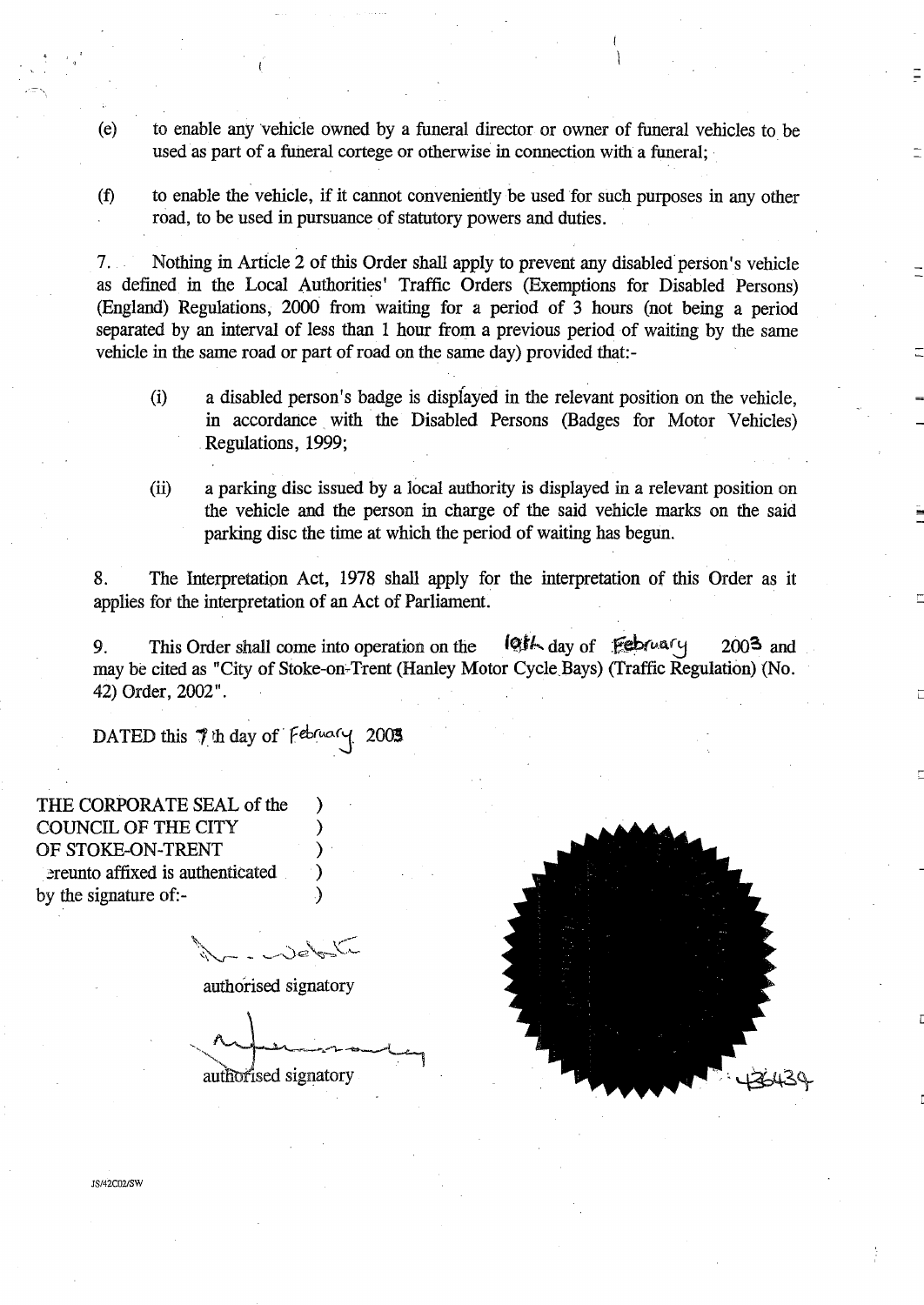(e) to enable any vehicle owned by a funeral director or owner of funeral vehicles to be used as part of a funeral cortege or otherwise in connection with a funeral;

(f) to enable the vehicle, if it cannot conveniently be used for such purposes in any other road, to be used in pursuance of statutory powers and duties.

7. Nothing in Article 2 of this Order shall apply to prevent any disabled person's vehicle as defined in the Local Authorities' Traffic Orders (Exemptions for Disabled Persons) (England) Regulations, 2000 from waiting for a period of 3 hours (not being a period separated by an interval of less than 1 hour from a previous period of waiting by the same vehicle in the same road or part of road on the same day) provided that:-

(i) a disabled person's badge is displayed in the relevant position on the vehicle, in accordance with the Disabled Persons (Badges for Motor Vehicles) Regulations, 1999;

(ii) a parking disc issued by a local authority is displayed in a relevant position on the vehicle and the person in charge of the said vehicle marks on the said parking disc the time at which the period of waiting has begun.

8. The Interpretation Act, 1978 shall apply for the interpretation of this Order as it applies for the interpretation of an Act of Parliament.

9. This Order shall come into operation on the 10th day of February 2003 and may be cited as "City of Stoke-on-Trent (Hanley Motor Cycle Bays) (Traffic Regulation) (No. 42) Order, 2002".

DATED this 7th day of February 2003

THE CORPORATE SEAL of the COUNCIL OF THE CITY OF STOKE-ON-TRENT hereunto affixed is authenticated by the signature of:-

authorised signatory

authorised signatory

43439

JS/42C02/SW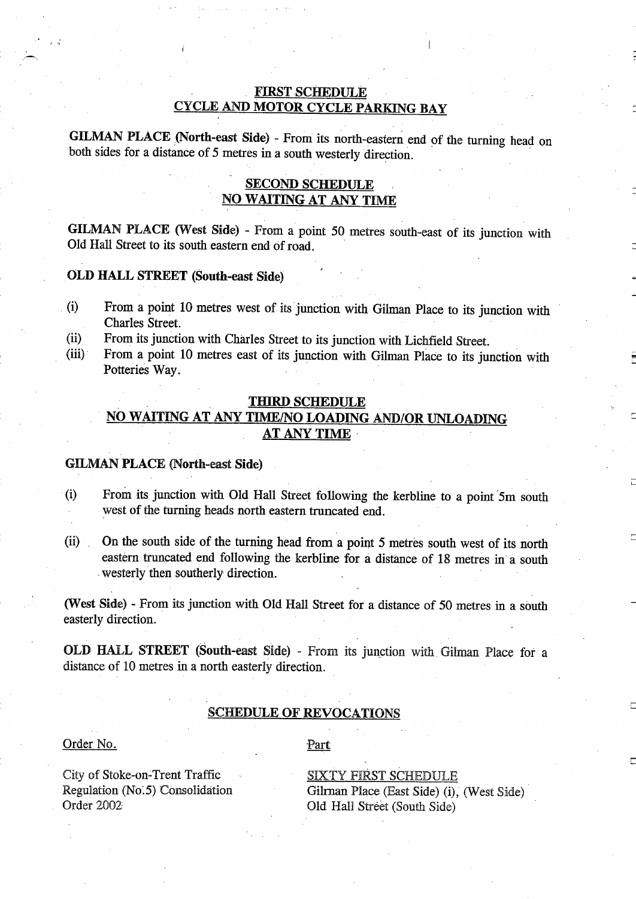## FIRST SCHEDULE
## CYCLE AND MOTOR CYCLE PARKING BAY

**GILMAN PLACE (North-east Side)** - From its north-eastern end of the turning head on both sides for a distance of 5 metres in a south westerly direction.

## SECOND SCHEDULE
## NO WAITING AT ANY TIME

**GILMAN PLACE (West Side)** - From a point 50 metres south-east of its junction with Old Hall Street to its south eastern end of road.

**OLD HALL STREET (South-east Side)**

(i) From a point 10 metres west of its junction with Gilman Place to its junction with Charles Street.

(ii) From its junction with Charles Street to its junction with Lichfield Street.

(iii) From a point 10 metres east of its junction with Gilman Place to its junction with Potteries Way.

## THIRD SCHEDULE
## NO WAITING AT ANY TIME/NO LOADING AND/OR UNLOADING AT ANY TIME

**GILMAN PLACE (North-east Side)**

(i) From its junction with Old Hall Street following the kerbline to a point 5m south west of the turning heads north eastern truncated end.

(ii) On the south side of the turning head from a point 5 metres south west of its north eastern truncated end following the kerbline for a distance of 18 metres in a south westerly then southerly direction.

**(West Side)** - From its junction with Old Hall Street for a distance of 50 metres in a south easterly direction.

**OLD HALL STREET (South-east Side)** - From its junction with Gilman Place for a distance of 10 metres in a north easterly direction.

## SCHEDULE OF REVOCATIONS

| Order No. | Part |
|---|---|
| City of Stoke-on-Trent Traffic Regulation (No.5) Consolidation Order 2002 | SIXTY FIRST SCHEDULE<br>Gilman Place (East Side) (i), (West Side)<br>Old Hall Street (South Side) |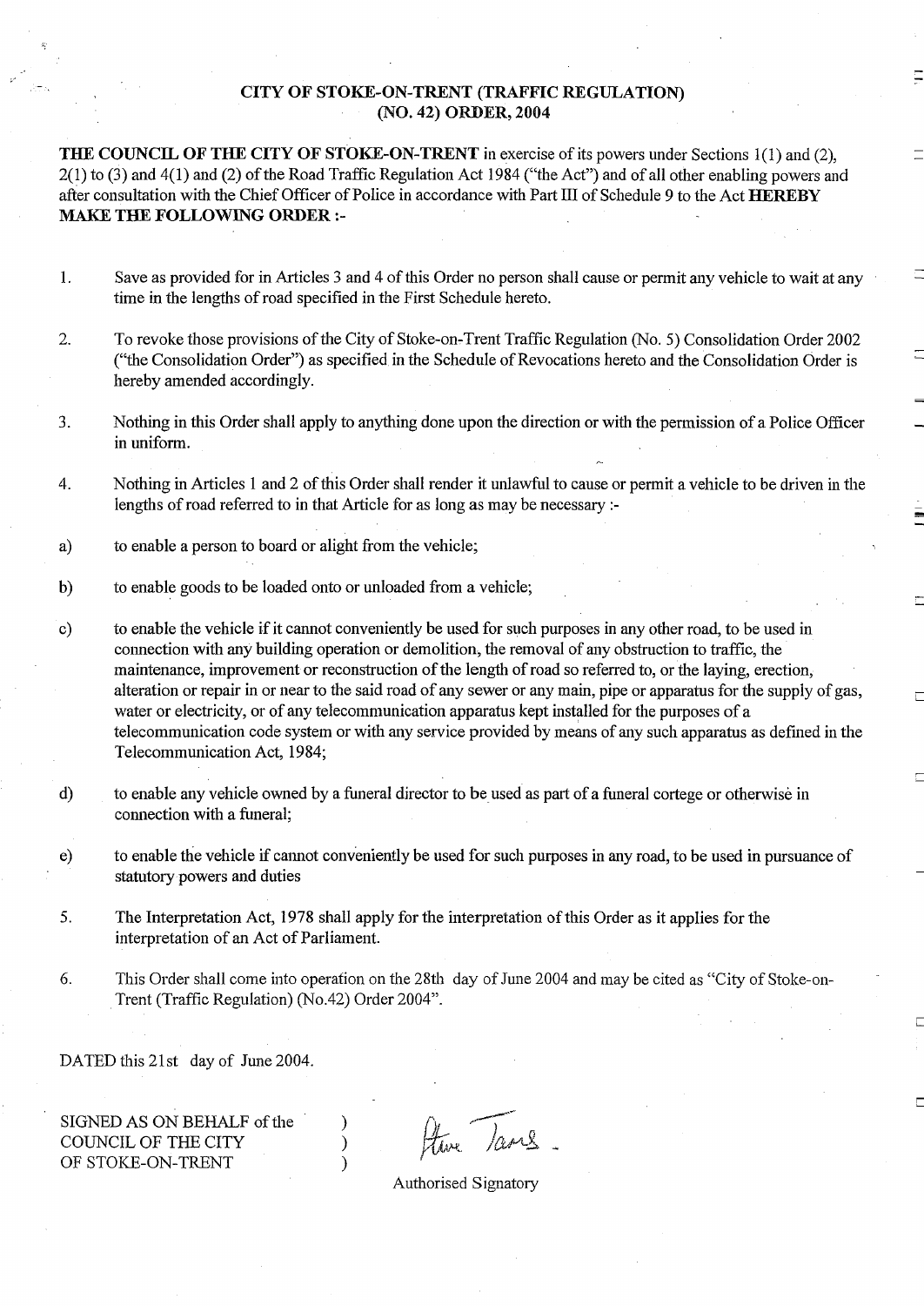# CITY OF STOKE-ON-TRENT (TRAFFIC REGULATION) (NO. 42) ORDER, 2004

**THE COUNCIL OF THE CITY OF STOKE-ON-TRENT** in exercise of its powers under Sections 1(1) and (2), 2(1) to (3) and 4(1) and (2) of the Road Traffic Regulation Act 1984 ("the Act") and of all other enabling powers and after consultation with the Chief Officer of Police in accordance with Part III of Schedule 9 to the Act **HEREBY MAKE THE FOLLOWING ORDER :-**

1. Save as provided for in Articles 3 and 4 of this Order no person shall cause or permit any vehicle to wait at any time in the lengths of road specified in the First Schedule hereto.

2. To revoke those provisions of the City of Stoke-on-Trent Traffic Regulation (No. 5) Consolidation Order 2002 ("the Consolidation Order") as specified in the Schedule of Revocations hereto and the Consolidation Order is hereby amended accordingly.

3. Nothing in this Order shall apply to anything done upon the direction or with the permission of a Police Officer in uniform.

4. Nothing in Articles 1 and 2 of this Order shall render it unlawful to cause or permit a vehicle to be driven in the lengths of road referred to in that Article for as long as may be necessary :-

a) to enable a person to board or alight from the vehicle;

b) to enable goods to be loaded onto or unloaded from a vehicle;

c) to enable the vehicle if it cannot conveniently be used for such purposes in any other road, to be used in connection with any building operation or demolition, the removal of any obstruction to traffic, the maintenance, improvement or reconstruction of the length of road so referred to, or the laying, erection, alteration or repair in or near to the said road of any sewer or any main, pipe or apparatus for the supply of gas, water or electricity, or of any telecommunication apparatus kept installed for the purposes of a telecommunication code system or with any service provided by means of any such apparatus as defined in the Telecommunication Act, 1984;

d) to enable any vehicle owned by a funeral director to be used as part of a funeral cortege or otherwise in connection with a funeral;

e) to enable the vehicle if cannot conveniently be used for such purposes in any road, to be used in pursuance of statutory powers and duties

5. The Interpretation Act, 1978 shall apply for the interpretation of this Order as it applies for the interpretation of an Act of Parliament.

6. This Order shall come into operation on the 28th day of June 2004 and may be cited as "City of Stoke-on-Trent (Traffic Regulation) (No.42) Order 2004".

DATED this 21st day of June 2004.

SIGNED AS ON BEHALF of the COUNCIL OF THE CITY OF STOKE-ON-TRENT )

Steve Tams

Authorised Signatory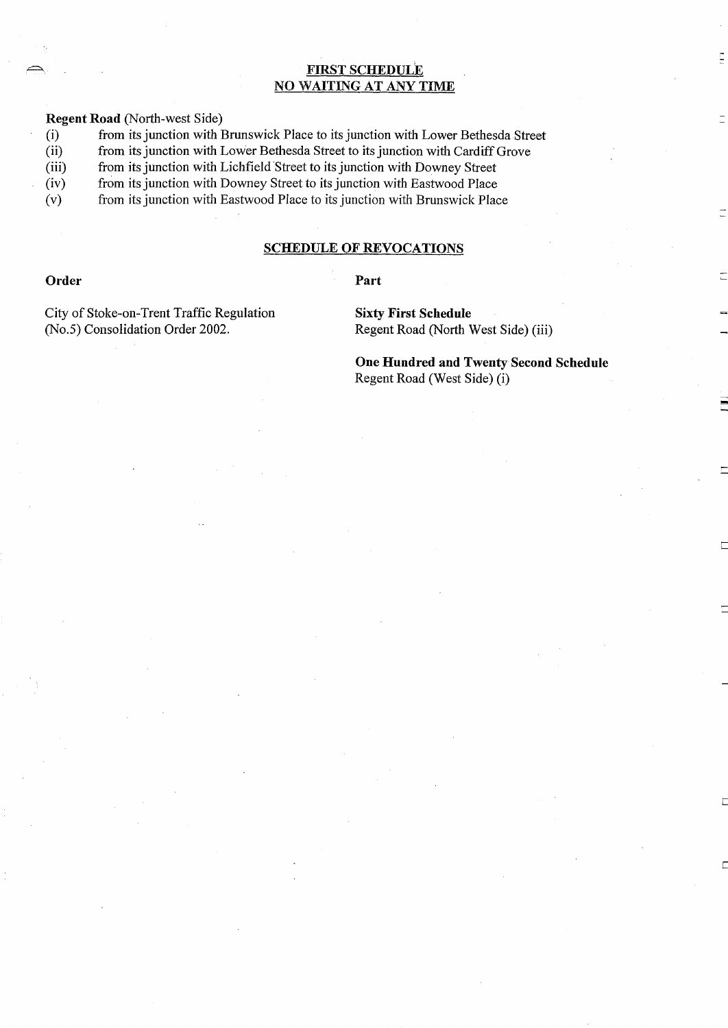## FIRST SCHEDULE
## NO WAITING AT ANY TIME

**Regent Road** (North-west Side)

(i) from its junction with Brunswick Place to its junction with Lower Bethesda Street
(ii) from its junction with Lower Bethesda Street to its junction with Cardiff Grove
(iii) from its junction with Lichfield Street to its junction with Downey Street
(iv) from its junction with Downey Street to its junction with Eastwood Place
(v) from its junction with Eastwood Place to its junction with Brunswick Place

## SCHEDULE OF REVOCATIONS

| **Order** | **Part** |
|---|---|
| City of Stoke-on-Trent Traffic Regulation (No.5) Consolidation Order 2002. | **Sixty First Schedule**<br>Regent Road (North West Side) (iii) |
| | **One Hundred and Twenty Second Schedule**<br>Regent Road (West Side) (i) |